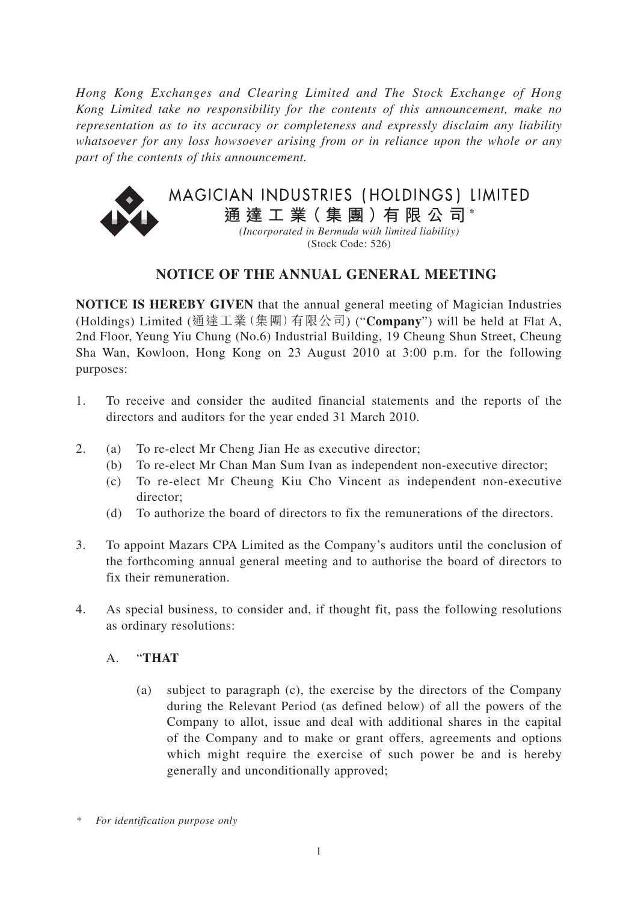*Hong Kong Exchanges and Clearing Limited and The Stock Exchange of Hong Kong Limited take no responsibility for the contents of this announcement, make no representation as to its accuracy or completeness and expressly disclaim any liability whatsoever for any loss howsoever arising from or in reliance upon the whole or any part of the contents of this announcement.*

# MAGICIAN INDUSTRIES (HOLDINGS) LIMITED

# 通達工業(集團)有限公司*

*(Incorporated in Bermuda with limited liability)*

(Stock Code: 526)

## NOTICE OF THE ANNUAL GENERAL MEETING

**NOTICE IS HEREBY GIVEN** that the annual general meeting of Magician Industries (Holdings) Limited (通達工業(集團)有限公司) ("**Company**") will be held at Flat A, 2nd Floor, Yeung Yiu Chung (No.6) Industrial Building, 19 Cheung Shun Street, Cheung Sha Wan, Kowloon, Hong Kong on 23 August 2010 at 3:00 p.m. for the following purposes:

1. To receive and consider the audited financial statements and the reports of the directors and auditors for the year ended 31 March 2010.

2. (a) To re-elect Mr Cheng Jian He as executive director;
   (b) To re-elect Mr Chan Man Sum Ivan as independent non-executive director;
   (c) To re-elect Mr Cheung Kiu Cho Vincent as independent non-executive director;
   (d) To authorize the board of directors to fix the remunerations of the directors.

3. To appoint Mazars CPA Limited as the Company's auditors until the conclusion of the forthcoming annual general meeting and to authorise the board of directors to fix their remuneration.

4. As special business, to consider and, if thought fit, pass the following resolutions as ordinary resolutions:

   A. "**THAT**

   (a) subject to paragraph (c), the exercise by the directors of the Company during the Relevant Period (as defined below) of all the powers of the Company to allot, issue and deal with additional shares in the capital of the Company and to make or grant offers, agreements and options which might require the exercise of such power be and is hereby generally and unconditionally approved;

* *For identification purpose only*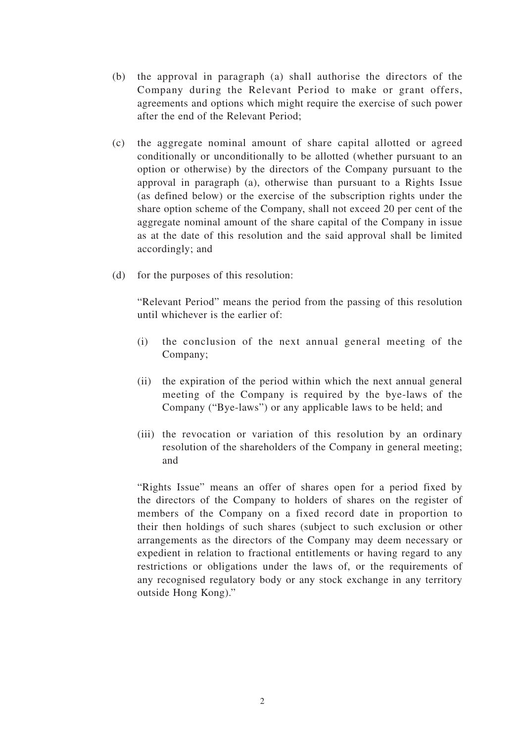(b) the approval in paragraph (a) shall authorise the directors of the Company during the Relevant Period to make or grant offers, agreements and options which might require the exercise of such power after the end of the Relevant Period;

(c) the aggregate nominal amount of share capital allotted or agreed conditionally or unconditionally to be allotted (whether pursuant to an option or otherwise) by the directors of the Company pursuant to the approval in paragraph (a), otherwise than pursuant to a Rights Issue (as defined below) or the exercise of the subscription rights under the share option scheme of the Company, shall not exceed 20 per cent of the aggregate nominal amount of the share capital of the Company in issue as at the date of this resolution and the said approval shall be limited accordingly; and

(d) for the purposes of this resolution:

"Relevant Period" means the period from the passing of this resolution until whichever is the earlier of:

(i) the conclusion of the next annual general meeting of the Company;

(ii) the expiration of the period within which the next annual general meeting of the Company is required by the bye-laws of the Company ("Bye-laws") or any applicable laws to be held; and

(iii) the revocation or variation of this resolution by an ordinary resolution of the shareholders of the Company in general meeting; and

"Rights Issue" means an offer of shares open for a period fixed by the directors of the Company to holders of shares on the register of members of the Company on a fixed record date in proportion to their then holdings of such shares (subject to such exclusion or other arrangements as the directors of the Company may deem necessary or expedient in relation to fractional entitlements or having regard to any restrictions or obligations under the laws of, or the requirements of any recognised regulatory body or any stock exchange in any territory outside Hong Kong)."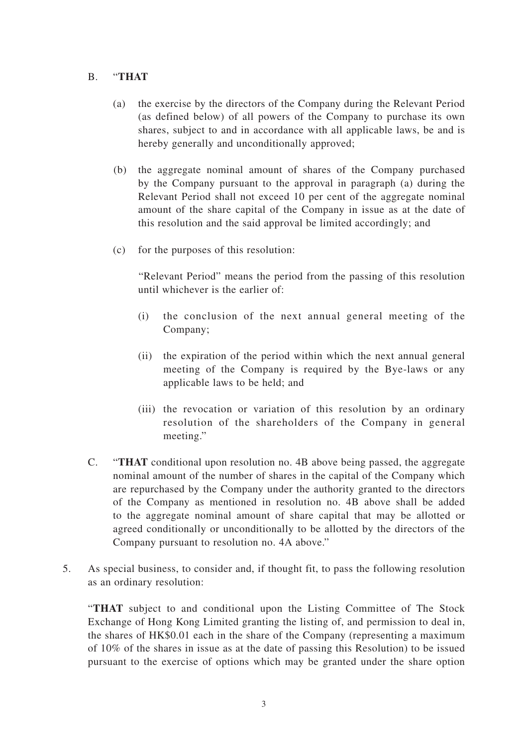B. "**THAT**

(a) the exercise by the directors of the Company during the Relevant Period (as defined below) of all powers of the Company to purchase its own shares, subject to and in accordance with all applicable laws, be and is hereby generally and unconditionally approved;

(b) the aggregate nominal amount of shares of the Company purchased by the Company pursuant to the approval in paragraph (a) during the Relevant Period shall not exceed 10 per cent of the aggregate nominal amount of the share capital of the Company in issue as at the date of this resolution and the said approval be limited accordingly; and

(c) for the purposes of this resolution:

"Relevant Period" means the period from the passing of this resolution until whichever is the earlier of:

(i) the conclusion of the next annual general meeting of the Company;

(ii) the expiration of the period within which the next annual general meeting of the Company is required by the Bye-laws or any applicable laws to be held; and

(iii) the revocation or variation of this resolution by an ordinary resolution of the shareholders of the Company in general meeting."

C. "**THAT** conditional upon resolution no. 4B above being passed, the aggregate nominal amount of the number of shares in the capital of the Company which are repurchased by the Company under the authority granted to the directors of the Company as mentioned in resolution no. 4B above shall be added to the aggregate nominal amount of share capital that may be allotted or agreed conditionally or unconditionally to be allotted by the directors of the Company pursuant to resolution no. 4A above."

5. As special business, to consider and, if thought fit, to pass the following resolution as an ordinary resolution:

"**THAT** subject to and conditional upon the Listing Committee of The Stock Exchange of Hong Kong Limited granting the listing of, and permission to deal in, the shares of HK$0.01 each in the share of the Company (representing a maximum of 10% of the shares in issue as at the date of passing this Resolution) to be issued pursuant to the exercise of options which may be granted under the share option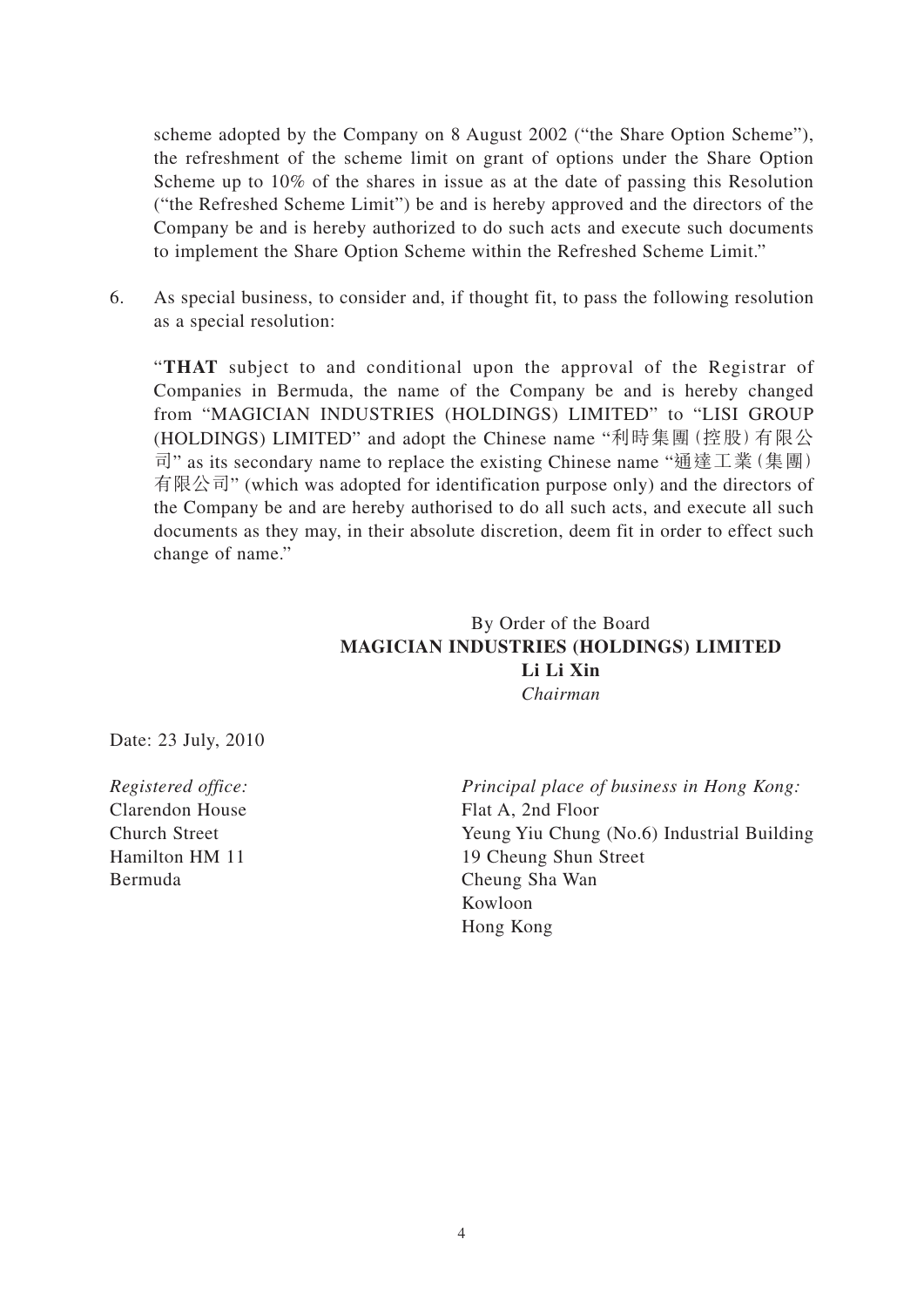scheme adopted by the Company on 8 August 2002 ("the Share Option Scheme"), the refreshment of the scheme limit on grant of options under the Share Option Scheme up to 10% of the shares in issue as at the date of passing this Resolution ("the Refreshed Scheme Limit") be and is hereby approved and the directors of the Company be and is hereby authorized to do such acts and execute such documents to implement the Share Option Scheme within the Refreshed Scheme Limit."

6. As special business, to consider and, if thought fit, to pass the following resolution as a special resolution:

   "**THAT** subject to and conditional upon the approval of the Registrar of Companies in Bermuda, the name of the Company be and is hereby changed from "MAGICIAN INDUSTRIES (HOLDINGS) LIMITED" to "LISI GROUP (HOLDINGS) LIMITED" and adopt the Chinese name "利時集團(控股)有限公司" as its secondary name to replace the existing Chinese name "通達工業(集團)有限公司" (which was adopted for identification purpose only) and the directors of the Company be and are hereby authorised to do all such acts, and execute all such documents as they may, in their absolute discretion, deem fit in order to effect such change of name."

By Order of the Board
**MAGICIAN INDUSTRIES (HOLDINGS) LIMITED**
**Li Li Xin**
*Chairman*

Date: 23 July, 2010

*Registered office:*
Clarendon House
Church Street
Hamilton HM 11
Bermuda

*Principal place of business in Hong Kong:*
Flat A, 2nd Floor
Yeung Yiu Chung (No.6) Industrial Building
19 Cheung Shun Street
Cheung Sha Wan
Kowloon
Hong Kong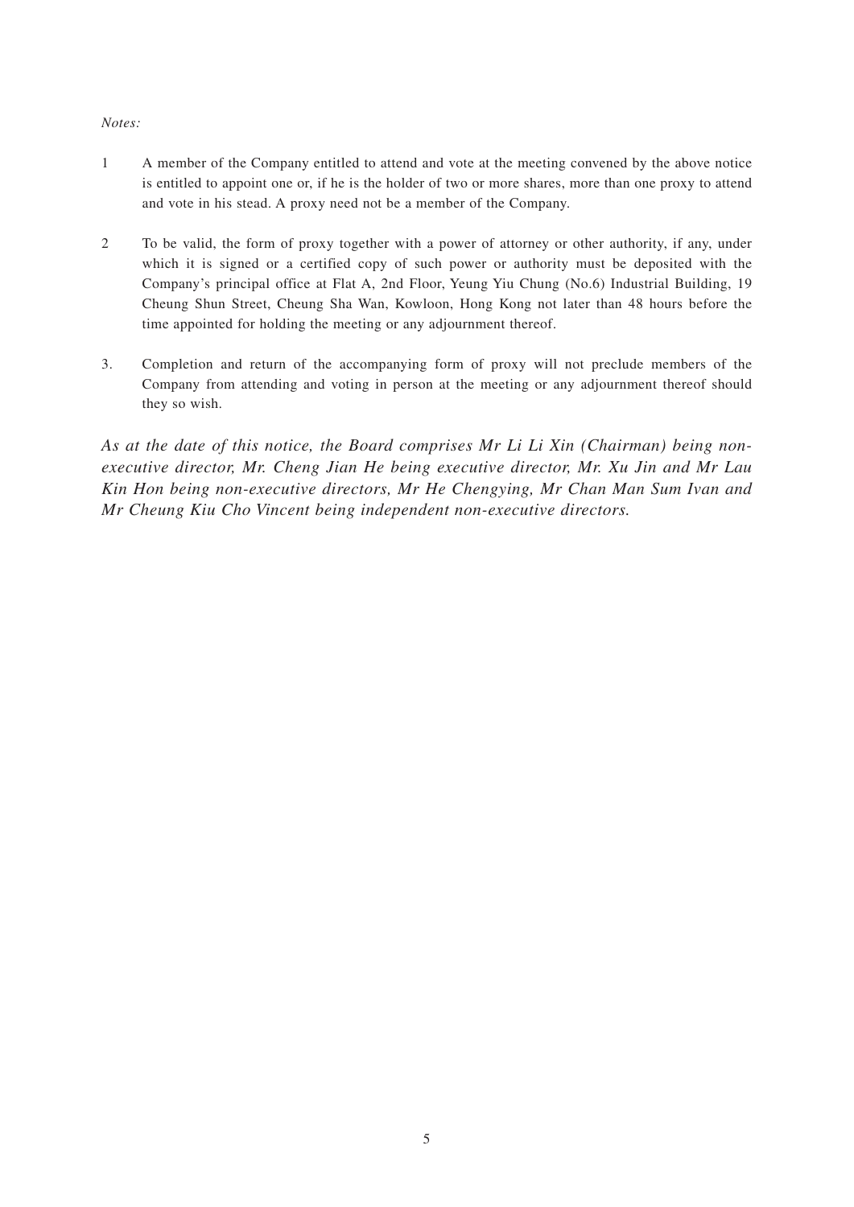*Notes:*

1 A member of the Company entitled to attend and vote at the meeting convened by the above notice is entitled to appoint one or, if he is the holder of two or more shares, more than one proxy to attend and vote in his stead. A proxy need not be a member of the Company.

2 To be valid, the form of proxy together with a power of attorney or other authority, if any, under which it is signed or a certified copy of such power or authority must be deposited with the Company's principal office at Flat A, 2nd Floor, Yeung Yiu Chung (No.6) Industrial Building, 19 Cheung Shun Street, Cheung Sha Wan, Kowloon, Hong Kong not later than 48 hours before the time appointed for holding the meeting or any adjournment thereof.

3. Completion and return of the accompanying form of proxy will not preclude members of the Company from attending and voting in person at the meeting or any adjournment thereof should they so wish.

*As at the date of this notice, the Board comprises Mr Li Li Xin (Chairman) being non-executive director, Mr. Cheng Jian He being executive director, Mr. Xu Jin and Mr Lau Kin Hon being non-executive directors, Mr He Chengying, Mr Chan Man Sum Ivan and Mr Cheung Kiu Cho Vincent being independent non-executive directors.*